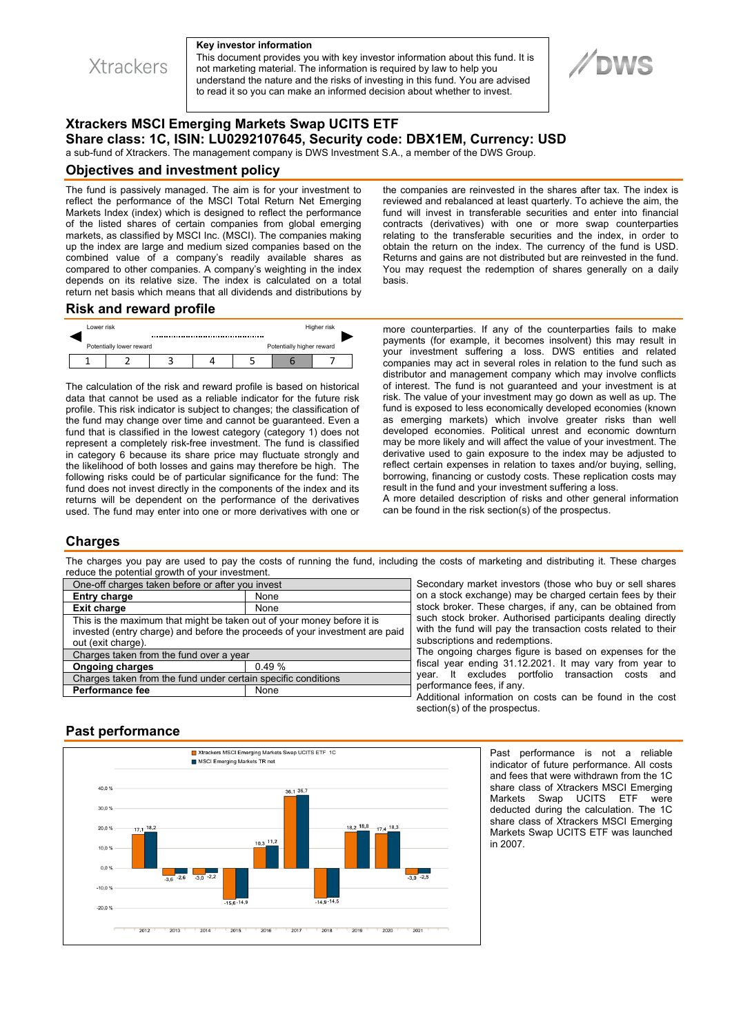Xtrackers

**Key investor information**
This document provides you with key investor information about this fund. It is not marketing material. The information is required by law to help you understand the nature and the risks of investing in this fund. You are advised to read it so you can make an informed decision about whether to invest.

DWS

# Xtrackers MSCI Emerging Markets Swap UCITS ETF
## Share class: 1C, ISIN: LU0292107645, Security code: DBX1EM, Currency: USD

a sub-fund of Xtrackers. The management company is DWS Investment S.A., a member of the DWS Group.

## Objectives and investment policy

The fund is passively managed. The aim is for your investment to reflect the performance of the MSCI Total Return Net Emerging Markets Index (index) which is designed to reflect the performance of the listed shares of certain companies from global emerging markets, as classified by MSCI Inc. (MSCI). The companies making up the index are large and medium sized companies based on the combined value of a company's readily available shares as compared to other companies. A company's weighting in the index depends on its relative size. The index is calculated on a total return net basis which means that all dividends and distributions by the companies are reinvested in the shares after tax. The index is reviewed and rebalanced at least quarterly. To achieve the aim, the fund will invest in transferable securities and enter into financial contracts (derivatives) with one or more swap counterparties relating to the transferable securities and the index, in order to obtain the return on the index. The currency of the fund is USD. Returns and gains are not distributed but are reinvested in the fund. You may request the redemption of shares generally on a daily basis.

## Risk and reward profile

Lower risk — Higher risk

Potentially lower reward — Potentially higher reward

| 1 | 2 | 3 | 4 | 5 | **6** | 7 |
|---|---|---|---|---|---|---|

The calculation of the risk and reward profile is based on historical data that cannot be used as a reliable indicator for the future risk profile. This risk indicator is subject to changes; the classification of the fund may change over time and cannot be guaranteed. Even a fund that is classified in the lowest category (category 1) does not represent a completely risk-free investment. The fund is classified in category 6 because its share price may fluctuate strongly and the likelihood of both losses and gains may therefore be high. The following risks could be of particular significance for the fund: The fund does not invest directly in the components of the index and its returns will be dependent on the performance of the derivatives used. The fund may enter into one or more derivatives with one or more counterparties. If any of the counterparties fails to make payments (for example, it becomes insolvent) this may result in your investment suffering a loss. DWS entities and related companies may act in several roles in relation to the fund such as distributor and management company which may involve conflicts of interest. The fund is not guaranteed and your investment is at risk. The value of your investment may go down as well as up. The fund is exposed to less economically developed economies (known as emerging markets) which involve greater risks than well developed economies. Political unrest and economic downturn may be more likely and will affect the value of your investment. The derivative used to gain exposure to the index may be adjusted to reflect certain expenses in relation to taxes and/or buying, selling, borrowing, financing or custody costs. These replication costs may result in the fund and your investment suffering a loss.
A more detailed description of risks and other general information can be found in the risk section(s) of the prospectus.

## Charges

The charges you pay are used to pay the costs of running the fund, including the costs of marketing and distributing it. These charges reduce the potential growth of your investment.

| One-off charges taken before or after you invest | |
|---|---|
| **Entry charge** | None |
| **Exit charge** | None |
| This is the maximum that might be taken out of your money before it is invested (entry charge) and before the proceeds of your investment are paid out (exit charge). | |
| Charges taken from the fund over a year | |
| **Ongoing charges** | 0.49 % |
| Charges taken from the fund under certain specific conditions | |
| **Performance fee** | None |

Secondary market investors (those who buy or sell shares on a stock exchange) may be charged certain fees by their stock broker. These charges, if any, can be obtained from such stock broker. Authorised participants dealing directly with the fund will pay the transaction costs related to their subscriptions and redemptions.
The ongoing charges figure is based on expenses for the fiscal year ending 31.12.2021. It may vary from year to year. It excludes portfolio transaction costs and performance fees, if any.
Additional information on costs can be found in the cost section(s) of the prospectus.

## Past performance

| Year | Xtrackers MSCI Emerging Markets Swap UCITS ETF 1C | MSCI Emerging Markets TR net |
|---|---|---|
| 2012 | 17,1 | 18,2 |
| 2013 | -3,6 | -2,6 |
| 2014 | -3,0 | -2,2 |
| 2015 | -15,6 | -14,9 |
| 2016 | 10,3 | 11,2 |
| 2017 | 36,1 | 36,7 |
| 2018 | -14,9 | -14,5 |
| 2019 | 18,2 | 18,8 |
| 2020 | 17,4 | 18,3 |
| 2021 | -3,0 | -2,5 |

Past performance is not a reliable indicator of future performance. All costs and fees that were withdrawn from the 1C share class of Xtrackers MSCI Emerging Markets Swap UCITS ETF were deducted during the calculation. The 1C share class of Xtrackers MSCI Emerging Markets Swap UCITS ETF was launched in 2007.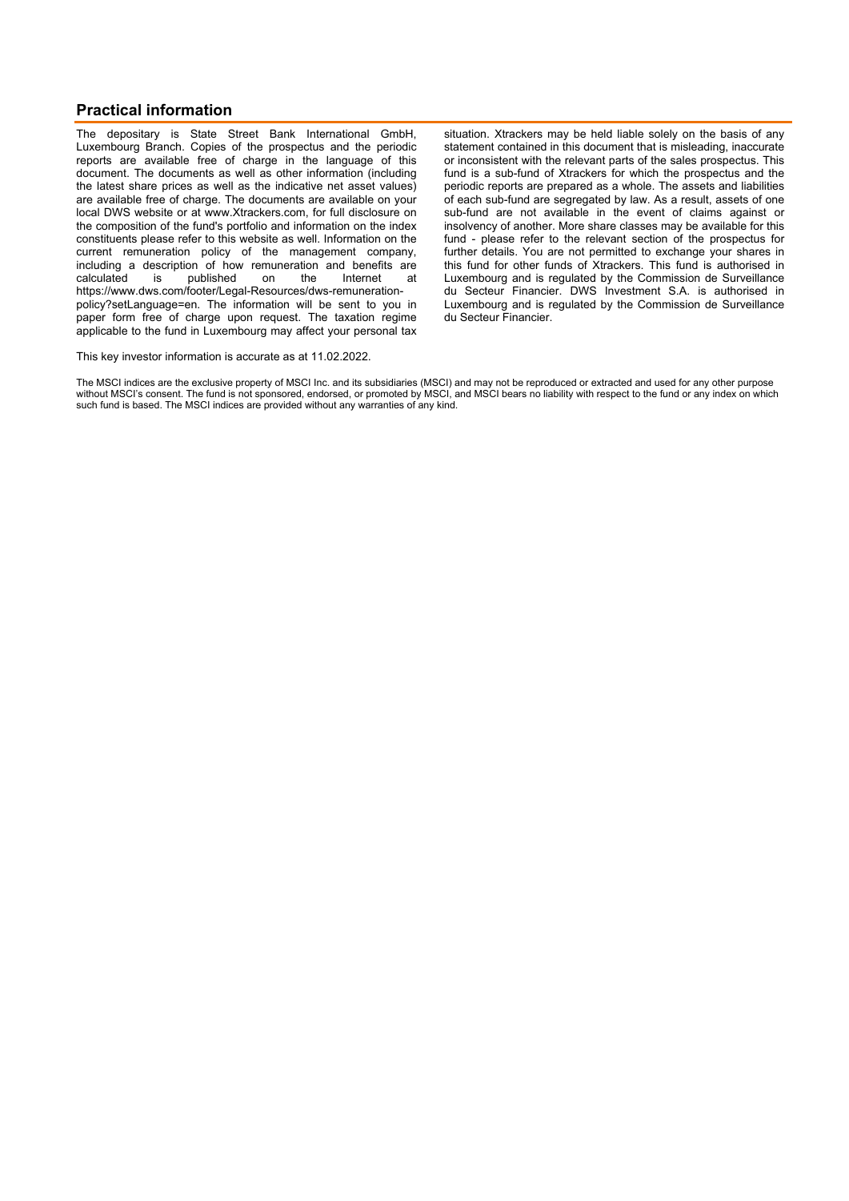## Practical information

The depositary is State Street Bank International GmbH, Luxembourg Branch. Copies of the prospectus and the periodic reports are available free of charge in the language of this document. The documents as well as other information (including the latest share prices as well as the indicative net asset values) are available free of charge. The documents are available on your local DWS website or at www.Xtrackers.com, for full disclosure on the composition of the fund's portfolio and information on the index constituents please refer to this website as well. Information on the current remuneration policy of the management company, including a description of how remuneration and benefits are calculated is published on the Internet at https://www.dws.com/footer/Legal-Resources/dws-remuneration-policy?setLanguage=en. The information will be sent to you in paper form free of charge upon request. The taxation regime applicable to the fund in Luxembourg may affect your personal tax situation. Xtrackers may be held liable solely on the basis of any statement contained in this document that is misleading, inaccurate or inconsistent with the relevant parts of the sales prospectus. This fund is a sub-fund of Xtrackers for which the prospectus and the periodic reports are prepared as a whole. The assets and liabilities of each sub-fund are segregated by law. As a result, assets of one sub-fund are not available in the event of claims against or insolvency of another. More share classes may be available for this fund - please refer to the relevant section of the prospectus for further details. You are not permitted to exchange your shares in this fund for other funds of Xtrackers. This fund is authorised in Luxembourg and is regulated by the Commission de Surveillance du Secteur Financier. DWS Investment S.A. is authorised in Luxembourg and is regulated by the Commission de Surveillance du Secteur Financier.

This key investor information is accurate as at 11.02.2022.

The MSCI indices are the exclusive property of MSCI Inc. and its subsidiaries (MSCI) and may not be reproduced or extracted and used for any other purpose without MSCI's consent. The fund is not sponsored, endorsed, or promoted by MSCI, and MSCI bears no liability with respect to the fund or any index on which such fund is based. The MSCI indices are provided without any warranties of any kind.